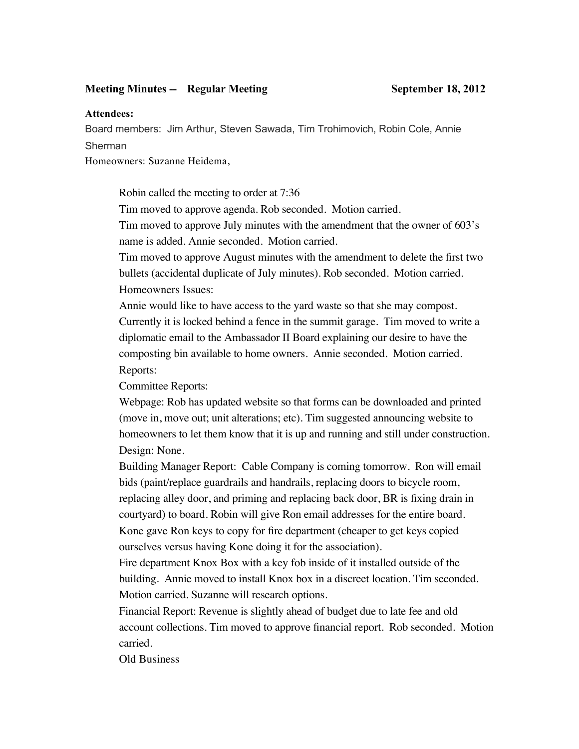**Meeting Minutes -- Regular Meeting** **September 18, 2012**

**Attendees:**

Board members: Jim Arthur, Steven Sawada, Tim Trohimovich, Robin Cole, Annie Sherman

Homeowners: Suzanne Heidema,

Robin called the meeting to order at 7:36

Tim moved to approve agenda. Rob seconded. Motion carried.

Tim moved to approve July minutes with the amendment that the owner of 603's name is added. Annie seconded. Motion carried.

Tim moved to approve August minutes with the amendment to delete the first two bullets (accidental duplicate of July minutes). Rob seconded. Motion carried.

Homeowners Issues:

Annie would like to have access to the yard waste so that she may compost. Currently it is locked behind a fence in the summit garage. Tim moved to write a diplomatic email to the Ambassador II Board explaining our desire to have the composting bin available to home owners. Annie seconded. Motion carried.

Reports:

Committee Reports:

Webpage: Rob has updated website so that forms can be downloaded and printed (move in, move out; unit alterations; etc). Tim suggested announcing website to homeowners to let them know that it is up and running and still under construction.

Design: None.

Building Manager Report: Cable Company is coming tomorrow. Ron will email bids (paint/replace guardrails and handrails, replacing doors to bicycle room, replacing alley door, and priming and replacing back door, BR is fixing drain in courtyard) to board. Robin will give Ron email addresses for the entire board.

Kone gave Ron keys to copy for fire department (cheaper to get keys copied ourselves versus having Kone doing it for the association).

Fire department Knox Box with a key fob inside of it installed outside of the building. Annie moved to install Knox box in a discreet location. Tim seconded. Motion carried. Suzanne will research options.

Financial Report: Revenue is slightly ahead of budget due to late fee and old account collections. Tim moved to approve financial report. Rob seconded. Motion carried.

Old Business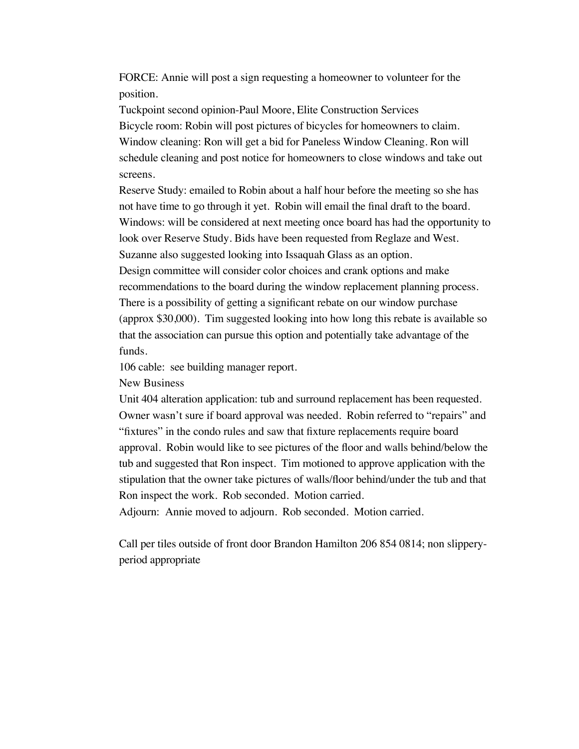FORCE: Annie will post a sign requesting a homeowner to volunteer for the position.

Tuckpoint second opinion-Paul Moore, Elite Construction Services

Bicycle room: Robin will post pictures of bicycles for homeowners to claim.

Window cleaning: Ron will get a bid for Paneless Window Cleaning. Ron will schedule cleaning and post notice for homeowners to close windows and take out screens.

Reserve Study: emailed to Robin about a half hour before the meeting so she has not have time to go through it yet. Robin will email the final draft to the board.

Windows: will be considered at next meeting once board has had the opportunity to look over Reserve Study. Bids have been requested from Reglaze and West. Suzanne also suggested looking into Issaquah Glass as an option.

Design committee will consider color choices and crank options and make recommendations to the board during the window replacement planning process. There is a possibility of getting a significant rebate on our window purchase (approx $30,000). Tim suggested looking into how long this rebate is available so that the association can pursue this option and potentially take advantage of the funds.

106 cable: see building manager report.

New Business

Unit 404 alteration application: tub and surround replacement has been requested. Owner wasn't sure if board approval was needed. Robin referred to "repairs" and "fixtures" in the condo rules and saw that fixture replacements require board approval. Robin would like to see pictures of the floor and walls behind/below the tub and suggested that Ron inspect. Tim motioned to approve application with the stipulation that the owner take pictures of walls/floor behind/under the tub and that Ron inspect the work. Rob seconded. Motion carried.

Adjourn: Annie moved to adjourn. Rob seconded. Motion carried.

Call per tiles outside of front door Brandon Hamilton 206 854 0814; non slippery-period appropriate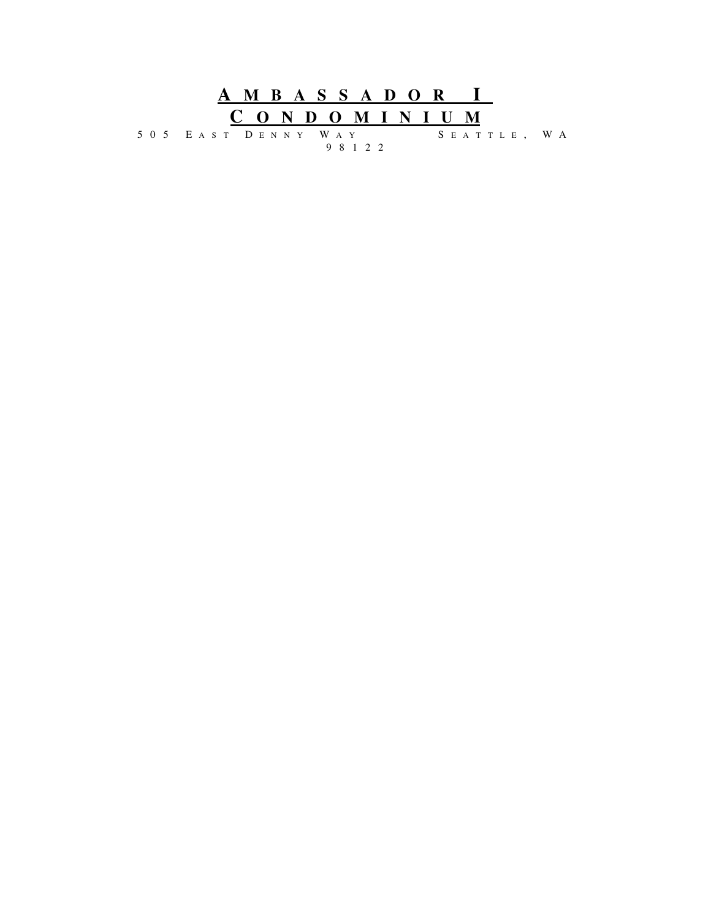# AMBASSADOR I CONDOMINIUM

505 East Denny Way Seattle, WA 98122